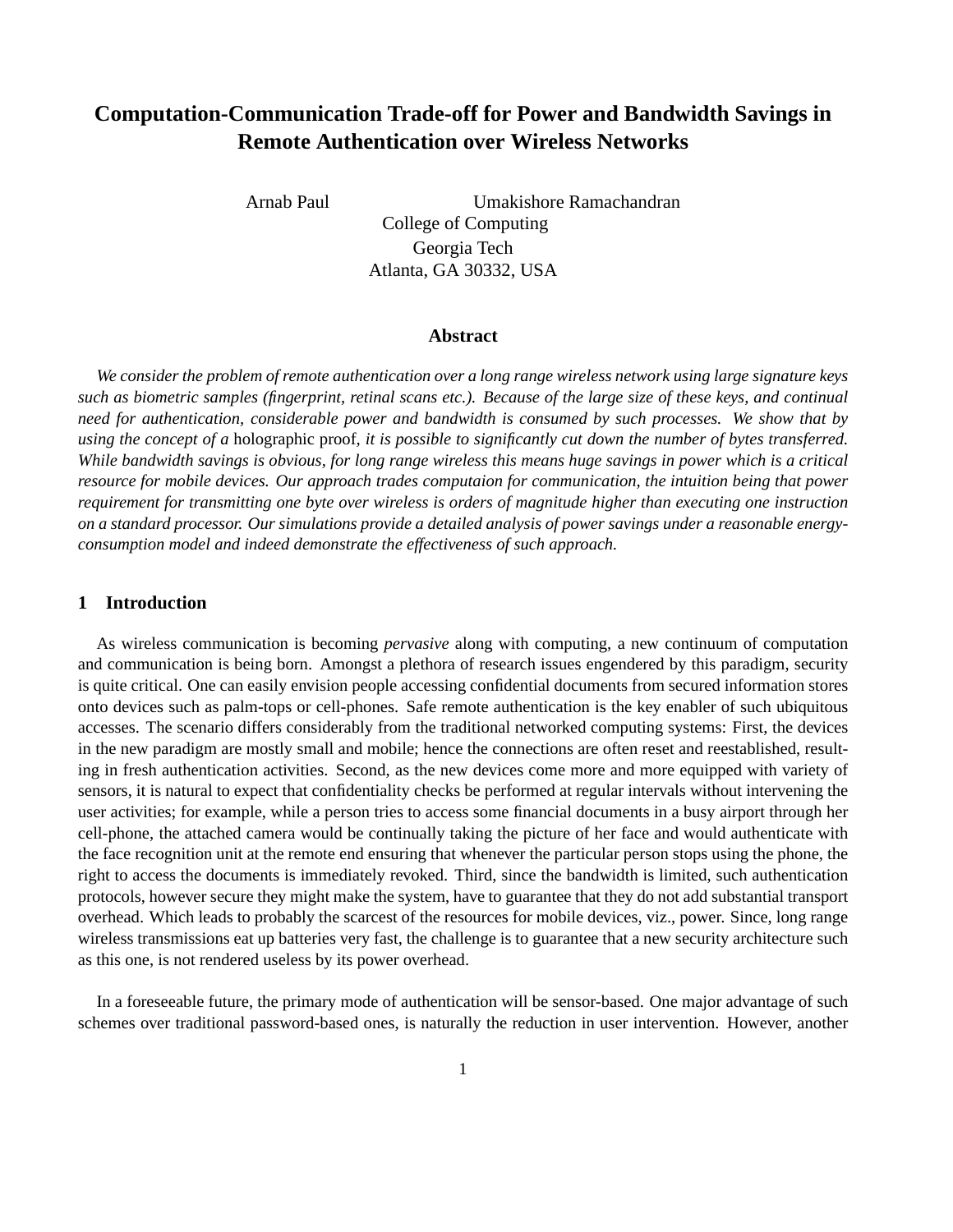# Computation-Communication Trade-off for Power and Bandwidth Savings in Remote Authentication over Wireless Networks

Arnab Paul  Umakishore Ramachandran
College of Computing
Georgia Tech
Atlanta, GA 30332, USA

## Abstract

*We consider the problem of remote authentication over a long range wireless network using large signature keys such as biometric samples (fingerprint, retinal scans etc.). Because of the large size of these keys, and continual need for authentication, considerable power and bandwidth is consumed by such processes. We show that by using the concept of a* holographic proof*, it is possible to significantly cut down the number of bytes transferred. While bandwidth savings is obvious, for long range wireless this means huge savings in power which is a critical resource for mobile devices. Our approach trades computaion for communication, the intuition being that power requirement for transmitting one byte over wireless is orders of magnitude higher than executing one instruction on a standard processor. Our simulations provide a detailed analysis of power savings under a reasonable energy-consumption model and indeed demonstrate the effectiveness of such approach.*

## 1 Introduction

As wireless communication is becoming *pervasive* along with computing, a new continuum of computation and communication is being born. Amongst a plethora of research issues engendered by this paradigm, security is quite critical. One can easily envision people accessing confidential documents from secured information stores onto devices such as palm-tops or cell-phones. Safe remote authentication is the key enabler of such ubiquitous accesses. The scenario differs considerably from the traditional networked computing systems: First, the devices in the new paradigm are mostly small and mobile; hence the connections are often reset and reestablished, resulting in fresh authentication activities. Second, as the new devices come more and more equipped with variety of sensors, it is natural to expect that confidentiality checks be performed at regular intervals without intervening the user activities; for example, while a person tries to access some financial documents in a busy airport through her cell-phone, the attached camera would be continually taking the picture of her face and would authenticate with the face recognition unit at the remote end ensuring that whenever the particular person stops using the phone, the right to access the documents is immediately revoked. Third, since the bandwidth is limited, such authentication protocols, however secure they might make the system, have to guarantee that they do not add substantial transport overhead. Which leads to probably the scarcest of the resources for mobile devices, viz., power. Since, long range wireless transmissions eat up batteries very fast, the challenge is to guarantee that a new security architecture such as this one, is not rendered useless by its power overhead.

In a foreseeable future, the primary mode of authentication will be sensor-based. One major advantage of such schemes over traditional password-based ones, is naturally the reduction in user intervention. However, another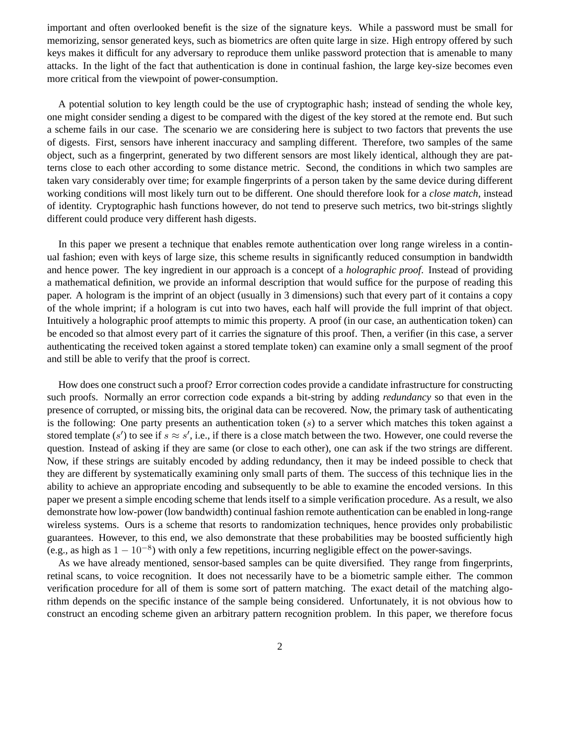important and often overlooked benefit is the size of the signature keys. While a password must be small for memorizing, sensor generated keys, such as biometrics are often quite large in size. High entropy offered by such keys makes it difficult for any adversary to reproduce them unlike password protection that is amenable to many attacks. In the light of the fact that authentication is done in continual fashion, the large key-size becomes even more critical from the viewpoint of power-consumption.

A potential solution to key length could be the use of cryptographic hash; instead of sending the whole key, one might consider sending a digest to be compared with the digest of the key stored at the remote end. But such a scheme fails in our case. The scenario we are considering here is subject to two factors that prevents the use of digests. First, sensors have inherent inaccuracy and sampling different. Therefore, two samples of the same object, such as a fingerprint, generated by two different sensors are most likely identical, although they are patterns close to each other according to some distance metric. Second, the conditions in which two samples are taken vary considerably over time; for example fingerprints of a person taken by the same device during different working conditions will most likely turn out to be different. One should therefore look for a *close match*, instead of identity. Cryptographic hash functions however, do not tend to preserve such metrics, two bit-strings slightly different could produce very different hash digests.

In this paper we present a technique that enables remote authentication over long range wireless in a continual fashion; even with keys of large size, this scheme results in significantly reduced consumption in bandwidth and hence power. The key ingredient in our approach is a concept of a *holographic proof*. Instead of providing a mathematical definition, we provide an informal description that would suffice for the purpose of reading this paper. A hologram is the imprint of an object (usually in 3 dimensions) such that every part of it contains a copy of the whole imprint; if a hologram is cut into two haves, each half will provide the full imprint of that object. Intuitively a holographic proof attempts to mimic this property. A proof (in our case, an authentication token) can be encoded so that almost every part of it carries the signature of this proof. Then, a verifier (in this case, a server authenticating the received token against a stored template token) can examine only a small segment of the proof and still be able to verify that the proof is correct.

How does one construct such a proof? Error correction codes provide a candidate infrastructure for constructing such proofs. Normally an error correction code expands a bit-string by adding *redundancy* so that even in the presence of corrupted, or missing bits, the original data can be recovered. Now, the primary task of authenticating is the following: One party presents an authentication token ($s$) to a server which matches this token against a stored template ($s'$) to see if $s \approx s'$, i.e., if there is a close match between the two. However, one could reverse the question. Instead of asking if they are same (or close to each other), one can ask if the two strings are different. Now, if these strings are suitably encoded by adding redundancy, then it may be indeed possible to check that they are different by systematically examining only small parts of them. The success of this technique lies in the ability to achieve an appropriate encoding and subsequently to be able to examine the encoded versions. In this paper we present a simple encoding scheme that lends itself to a simple verification procedure. As a result, we also demonstrate how low-power (low bandwidth) continual fashion remote authentication can be enabled in long-range wireless systems. Ours is a scheme that resorts to randomization techniques, hence provides only probabilistic guarantees. However, to this end, we also demonstrate that these probabilities may be boosted sufficiently high (e.g., as high as $1 - 10^{-8}$) with only a few repetitions, incurring negligible effect on the power-savings.

As we have already mentioned, sensor-based samples can be quite diversified. They range from fingerprints, retinal scans, to voice recognition. It does not necessarily have to be a biometric sample either. The common verification procedure for all of them is some sort of pattern matching. The exact detail of the matching algorithm depends on the specific instance of the sample being considered. Unfortunately, it is not obvious how to construct an encoding scheme given an arbitrary pattern recognition problem. In this paper, we therefore focus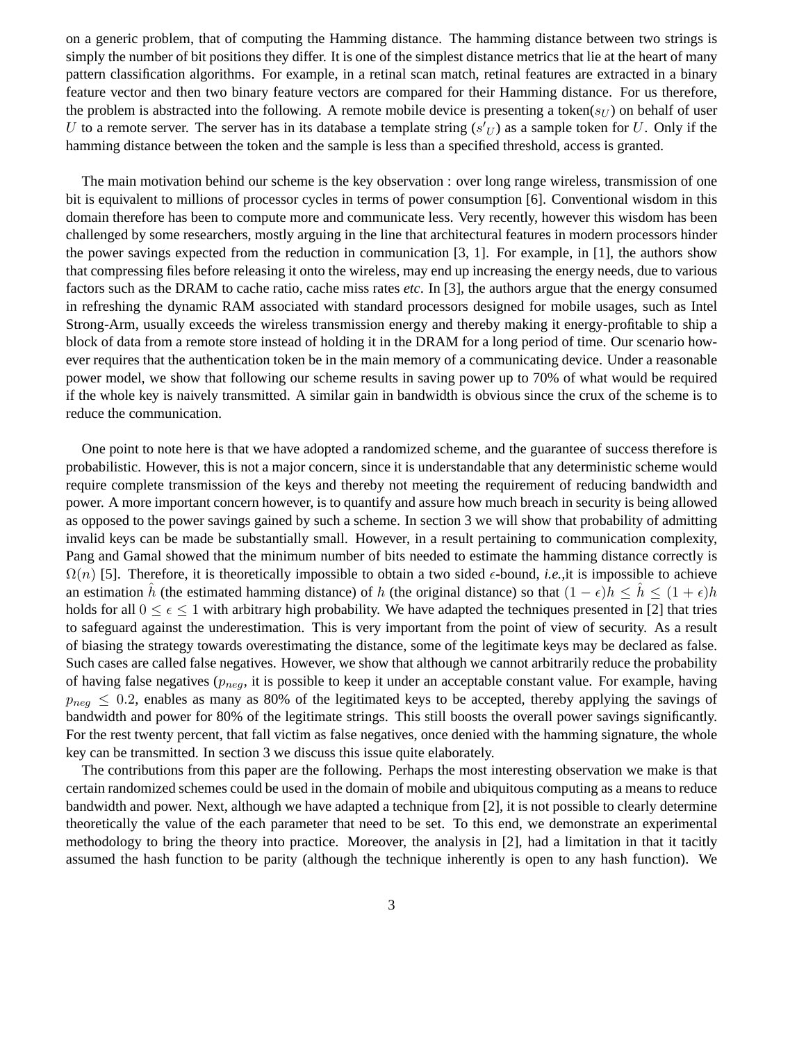on a generic problem, that of computing the Hamming distance. The hamming distance between two strings is simply the number of bit positions they differ. It is one of the simplest distance metrics that lie at the heart of many pattern classification algorithms. For example, in a retinal scan match, retinal features are extracted in a binary feature vector and then two binary feature vectors are compared for their Hamming distance. For us therefore, the problem is abstracted into the following. A remote mobile device is presenting a token($s_U$) on behalf of user $U$ to a remote server. The server has in its database a template string (${s'}_U$) as a sample token for $U$. Only if the hamming distance between the token and the sample is less than a specified threshold, access is granted.

The main motivation behind our scheme is the key observation : over long range wireless, transmission of one bit is equivalent to millions of processor cycles in terms of power consumption [6]. Conventional wisdom in this domain therefore has been to compute more and communicate less. Very recently, however this wisdom has been challenged by some researchers, mostly arguing in the line that architectural features in modern processors hinder the power savings expected from the reduction in communication [3, 1]. For example, in [1], the authors show that compressing files before releasing it onto the wireless, may end up increasing the energy needs, due to various factors such as the DRAM to cache ratio, cache miss rates *etc*. In [3], the authors argue that the energy consumed in refreshing the dynamic RAM associated with standard processors designed for mobile usages, such as Intel Strong-Arm, usually exceeds the wireless transmission energy and thereby making it energy-profitable to ship a block of data from a remote store instead of holding it in the DRAM for a long period of time. Our scenario however requires that the authentication token be in the main memory of a communicating device. Under a reasonable power model, we show that following our scheme results in saving power up to 70% of what would be required if the whole key is naively transmitted. A similar gain in bandwidth is obvious since the crux of the scheme is to reduce the communication.

One point to note here is that we have adopted a randomized scheme, and the guarantee of success therefore is probabilistic. However, this is not a major concern, since it is understandable that any deterministic scheme would require complete transmission of the keys and thereby not meeting the requirement of reducing bandwidth and power. A more important concern however, is to quantify and assure how much breach in security is being allowed as opposed to the power savings gained by such a scheme. In section 3 we will show that probability of admitting invalid keys can be made be substantially small. However, in a result pertaining to communication complexity, Pang and Gamal showed that the minimum number of bits needed to estimate the hamming distance correctly is $\Omega(n)$ [5]. Therefore, it is theoretically impossible to obtain a two sided $\epsilon$-bound, *i.e.*,it is impossible to achieve an estimation $\hat{h}$ (the estimated hamming distance) of $h$ (the original distance) so that $(1-\epsilon)h \leq \hat{h} \leq (1+\epsilon)h$ holds for all $0 \leq \epsilon \leq 1$ with arbitrary high probability. We have adapted the techniques presented in [2] that tries to safeguard against the underestimation. This is very important from the point of view of security. As a result of biasing the strategy towards overestimating the distance, some of the legitimate keys may be declared as false. Such cases are called false negatives. However, we show that although we cannot arbitrarily reduce the probability of having false negatives ($p_{neg}$, it is possible to keep it under an acceptable constant value. For example, having $p_{neg} \leq 0.2$, enables as many as 80% of the legitimated keys to be accepted, thereby applying the savings of bandwidth and power for 80% of the legitimate strings. This still boosts the overall power savings significantly. For the rest twenty percent, that fall victim as false negatives, once denied with the hamming signature, the whole key can be transmitted. In section 3 we discuss this issue quite elaborately.

The contributions from this paper are the following. Perhaps the most interesting observation we make is that certain randomized schemes could be used in the domain of mobile and ubiquitous computing as a means to reduce bandwidth and power. Next, although we have adapted a technique from [2], it is not possible to clearly determine theoretically the value of the each parameter that need to be set. To this end, we demonstrate an experimental methodology to bring the theory into practice. Moreover, the analysis in [2], had a limitation in that it tacitly assumed the hash function to be parity (although the technique inherently is open to any hash function). We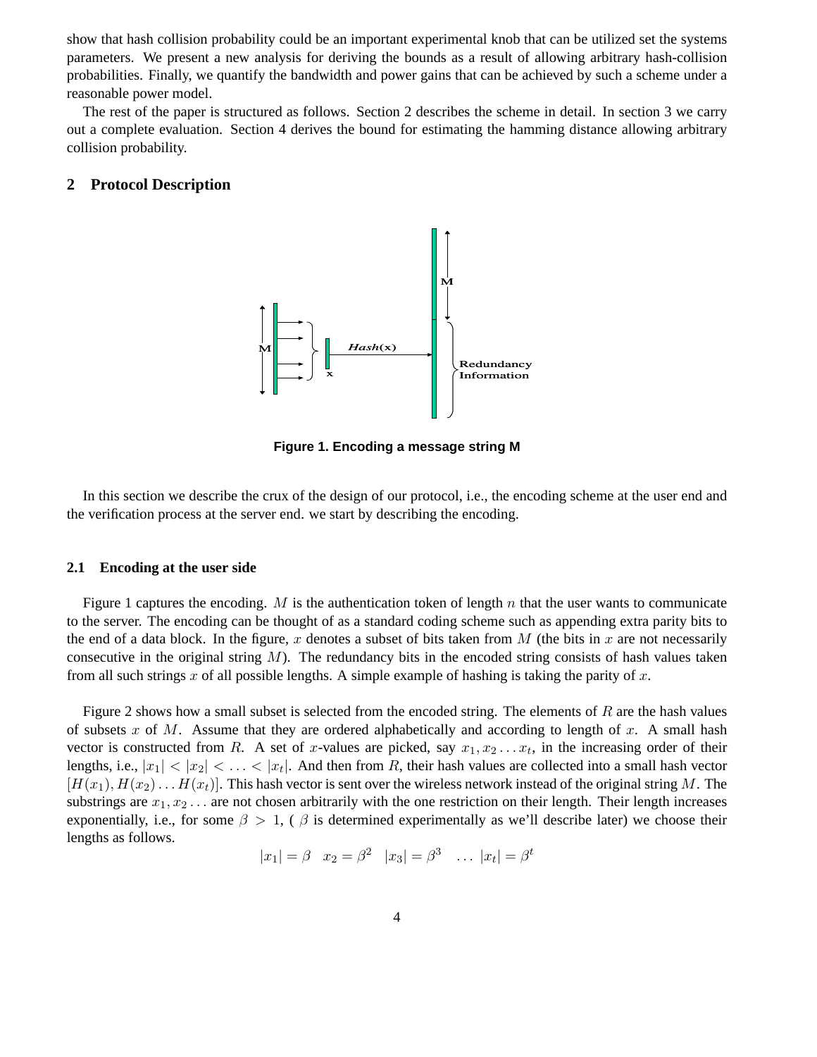show that hash collision probability could be an important experimental knob that can be utilized set the systems parameters. We present a new analysis for deriving the bounds as a result of allowing arbitrary hash-collision probabilities. Finally, we quantify the bandwidth and power gains that can be achieved by such a scheme under a reasonable power model.

The rest of the paper is structured as follows. Section 2 describes the scheme in detail. In section 3 we carry out a complete evaluation. Section 4 derives the bound for estimating the hamming distance allowing arbitrary collision probability.

## 2 Protocol Description

**Figure 1. Encoding a message string M**

In this section we describe the crux of the design of our protocol, i.e., the encoding scheme at the user end and the verification process at the server end. we start by describing the encoding.

### 2.1 Encoding at the user side

Figure 1 captures the encoding. $M$ is the authentication token of length $n$ that the user wants to communicate to the server. The encoding can be thought of as a standard coding scheme such as appending extra parity bits to the end of a data block. In the figure, $x$ denotes a subset of bits taken from $M$ (the bits in $x$ are not necessarily consecutive in the original string $M$). The redundancy bits in the encoded string consists of hash values taken from all such strings $x$ of all possible lengths. A simple example of hashing is taking the parity of $x$.

Figure 2 shows how a small subset is selected from the encoded string. The elements of $R$ are the hash values of subsets $x$ of $M$. Assume that they are ordered alphabetically and according to length of $x$. A small hash vector is constructed from $R$. A set of $x$-values are picked, say $x_1, x_2 \ldots x_t$, in the increasing order of their lengths, i.e., $|x_1| < |x_2| < \ldots < |x_t|$. And then from $R$, their hash values are collected into a small hash vector $[H(x_1), H(x_2) \ldots H(x_t)]$. This hash vector is sent over the wireless network instead of the original string $M$. The substrings are $x_1, x_2 \ldots$ are not chosen arbitrarily with the one restriction on their length. Their length increases exponentially, i.e., for some $\beta > 1$, ( $\beta$ is determined experimentally as we'll describe later) we choose their lengths as follows.

$$|x_1| = \beta \quad x_2 = \beta^2 \quad |x_3| = \beta^3 \quad \ldots \ |x_t| = \beta^t$$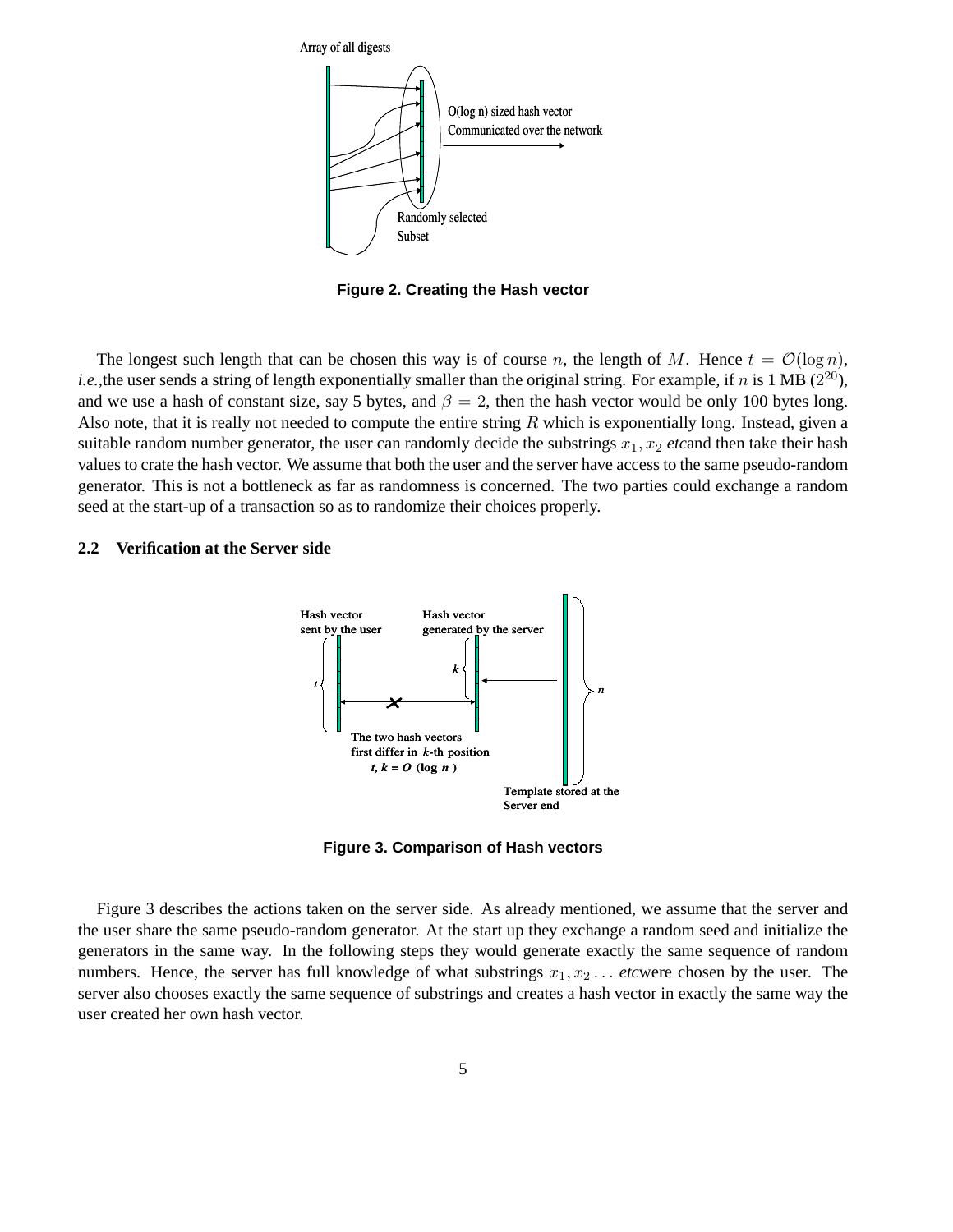Figure 2. Creating the Hash vector

The longest such length that can be chosen this way is of course $n$, the length of $M$. Hence $t = \mathcal{O}(\log n)$, *i.e.*,the user sends a string of length exponentially smaller than the original string. For example, if $n$ is 1 MB ($2^{20}$), and we use a hash of constant size, say 5 bytes, and $\beta = 2$, then the hash vector would be only 100 bytes long. Also note, that it is really not needed to compute the entire string $R$ which is exponentially long. Instead, given a suitable random number generator, the user can randomly decide the substrings $x_1, x_2$ *etc*and then take their hash values to crate the hash vector. We assume that both the user and the server have access to the same pseudo-random generator. This is not a bottleneck as far as randomness is concerned. The two parties could exchange a random seed at the start-up of a transaction so as to randomize their choices properly.

### 2.2 Verification at the Server side

Figure 3. Comparison of Hash vectors

Figure 3 describes the actions taken on the server side. As already mentioned, we assume that the server and the user share the same pseudo-random generator. At the start up they exchange a random seed and initialize the generators in the same way. In the following steps they would generate exactly the same sequence of random numbers. Hence, the server has full knowledge of what substrings $x_1, x_2 \ldots$ *etc*were chosen by the user. The server also chooses exactly the same sequence of substrings and creates a hash vector in exactly the same way the user created her own hash vector.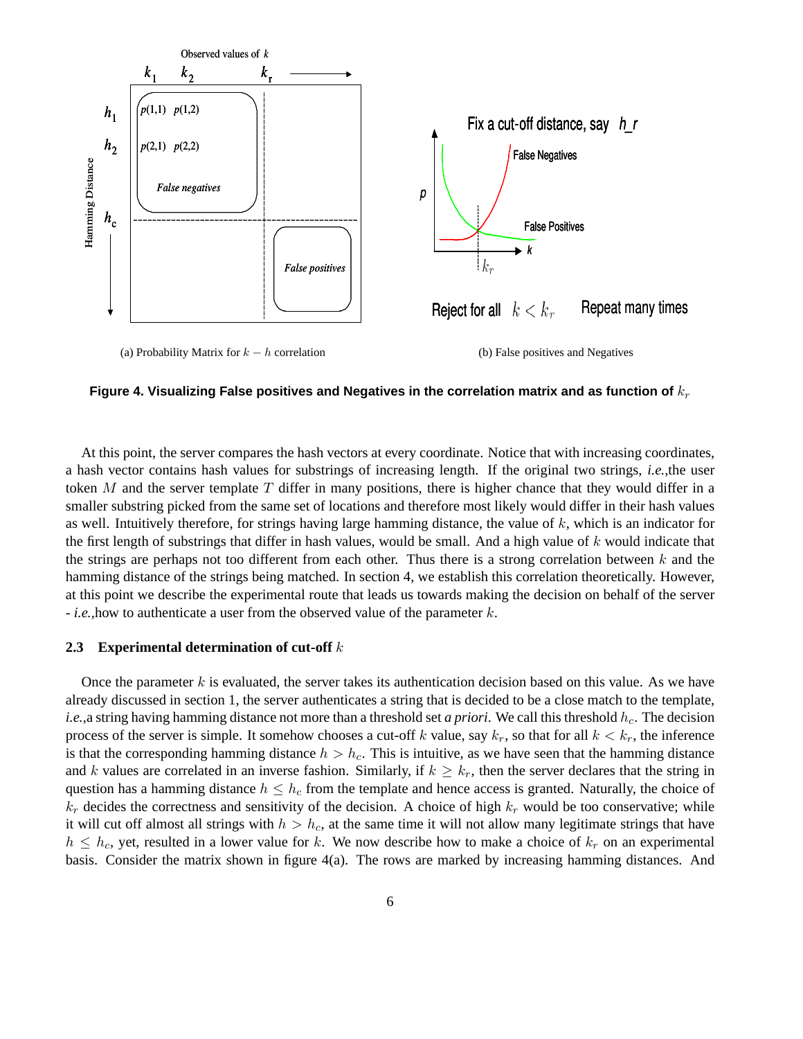(a) Probability Matrix for $k - h$ correlation

(b) False positives and Negatives

**Figure 4. Visualizing False positives and Negatives in the correlation matrix and as function of $k_r$**

At this point, the server compares the hash vectors at every coordinate. Notice that with increasing coordinates, a hash vector contains hash values for substrings of increasing length. If the original two strings, *i.e.*,the user token $M$ and the server template $T$ differ in many positions, there is higher chance that they would differ in a smaller substring picked from the same set of locations and therefore most likely would differ in their hash values as well. Intuitively therefore, for strings having large hamming distance, the value of $k$, which is an indicator for the first length of substrings that differ in hash values, would be small. And a high value of $k$ would indicate that the strings are perhaps not too different from each other. Thus there is a strong correlation between $k$ and the hamming distance of the strings being matched. In section 4, we establish this correlation theoretically. However, at this point we describe the experimental route that leads us towards making the decision on behalf of the server - *i.e.*,how to authenticate a user from the observed value of the parameter $k$.

### 2.3 Experimental determination of cut-off $k$

Once the parameter $k$ is evaluated, the server takes its authentication decision based on this value. As we have already discussed in section 1, the server authenticates a string that is decided to be a close match to the template, *i.e.*,a string having hamming distance not more than a threshold set *a priori*. We call this threshold $h_c$. The decision process of the server is simple. It somehow chooses a cut-off $k$ value, say $k_r$, so that for all $k < k_r$, the inference is that the corresponding hamming distance $h > h_c$. This is intuitive, as we have seen that the hamming distance and $k$ values are correlated in an inverse fashion. Similarly, if $k \geq k_r$, then the server declares that the string in question has a hamming distance $h \leq h_c$ from the template and hence access is granted. Naturally, the choice of $k_r$ decides the correctness and sensitivity of the decision. A choice of high $k_r$ would be too conservative; while it will cut off almost all strings with $h > h_c$, at the same time it will not allow many legitimate strings that have $h \leq h_c$, yet, resulted in a lower value for $k$. We now describe how to make a choice of $k_r$ on an experimental basis. Consider the matrix shown in figure 4(a). The rows are marked by increasing hamming distances. And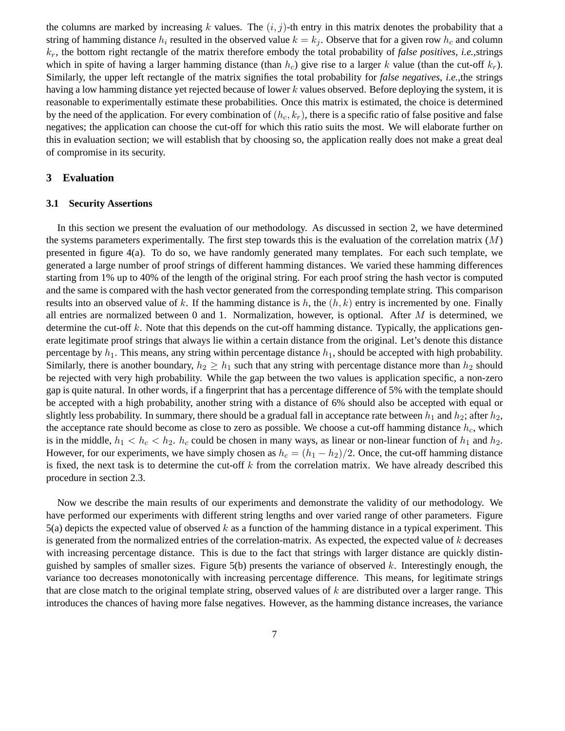the columns are marked by increasing $k$ values. The $(i, j)$-th entry in this matrix denotes the probability that a string of hamming distance $h_i$ resulted in the observed value $k = k_j$. Observe that for a given row $h_c$ and column $k_r$, the bottom right rectangle of the matrix therefore embody the total probability of *false positives*, *i.e.*,strings which in spite of having a larger hamming distance (than $h_c$) give rise to a larger $k$ value (than the cut-off $k_r$). Similarly, the upper left rectangle of the matrix signifies the total probability for *false negatives*, *i.e.*,the strings having a low hamming distance yet rejected because of lower $k$ values observed. Before deploying the system, it is reasonable to experimentally estimate these probabilities. Once this matrix is estimated, the choice is determined by the need of the application. For every combination of $(h_c, k_r)$, there is a specific ratio of false positive and false negatives; the application can choose the cut-off for which this ratio suits the most. We will elaborate further on this in evaluation section; we will establish that by choosing so, the application really does not make a great deal of compromise in its security.

# 3 Evaluation

## 3.1 Security Assertions

In this section we present the evaluation of our methodology. As discussed in section 2, we have determined the systems parameters experimentally. The first step towards this is the evaluation of the correlation matrix ($M$) presented in figure 4(a). To do so, we have randomly generated many templates. For each such template, we generated a large number of proof strings of different hamming distances. We varied these hamming differences starting from 1% up to 40% of the length of the original string. For each proof string the hash vector is computed and the same is compared with the hash vector generated from the corresponding template string. This comparison results into an observed value of $k$. If the hamming distance is $h$, the $(h, k)$ entry is incremented by one. Finally all entries are normalized between 0 and 1. Normalization, however, is optional. After $M$ is determined, we determine the cut-off $k$. Note that this depends on the cut-off hamming distance. Typically, the applications generate legitimate proof strings that always lie within a certain distance from the original. Let's denote this distance percentage by $h_1$. This means, any string within percentage distance $h_1$, should be accepted with high probability. Similarly, there is another boundary, $h_2 \geq h_1$ such that any string with percentage distance more than $h_2$ should be rejected with very high probability. While the gap between the two values is application specific, a non-zero gap is quite natural. In other words, if a fingerprint that has a percentage difference of 5% with the template should be accepted with a high probability, another string with a distance of 6% should also be accepted with equal or slightly less probability. In summary, there should be a gradual fall in acceptance rate between $h_1$ and $h_2$; after $h_2$, the acceptance rate should become as close to zero as possible. We choose a cut-off hamming distance $h_c$, which is in the middle, $h_1 < h_c < h_2$. $h_c$ could be chosen in many ways, as linear or non-linear function of $h_1$ and $h_2$. However, for our experiments, we have simply chosen as $h_c = (h_1 - h_2)/2$. Once, the cut-off hamming distance is fixed, the next task is to determine the cut-off $k$ from the correlation matrix. We have already described this procedure in section 2.3.

Now we describe the main results of our experiments and demonstrate the validity of our methodology. We have performed our experiments with different string lengths and over varied range of other parameters. Figure 5(a) depicts the expected value of observed $k$ as a function of the hamming distance in a typical experiment. This is generated from the normalized entries of the correlation-matrix. As expected, the expected value of $k$ decreases with increasing percentage distance. This is due to the fact that strings with larger distance are quickly distinguished by samples of smaller sizes. Figure 5(b) presents the variance of observed $k$. Interestingly enough, the variance too decreases monotonically with increasing percentage difference. This means, for legitimate strings that are close match to the original template string, observed values of $k$ are distributed over a larger range. This introduces the chances of having more false negatives. However, as the hamming distance increases, the variance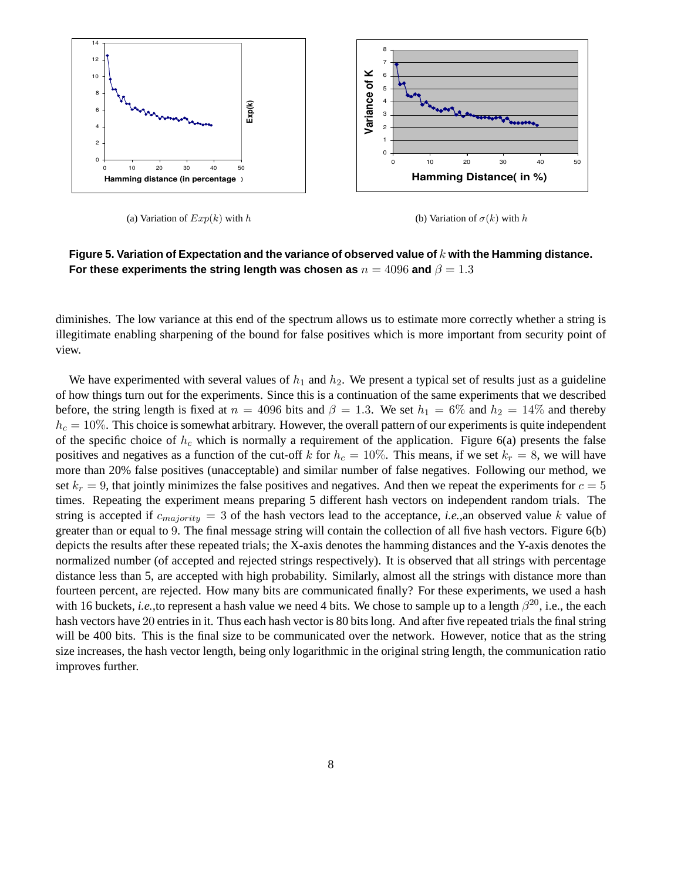(a) Variation of $Exp(k)$ with $h$

(b) Variation of $\sigma(k)$ with $h$

**Figure 5. Variation of Expectation and the variance of observed value of $k$ with the Hamming distance. For these experiments the string length was chosen as $n = 4096$ and $\beta = 1.3$**

diminishes. The low variance at this end of the spectrum allows us to estimate more correctly whether a string is illegitimate enabling sharpening of the bound for false positives which is more important from security point of view.

We have experimented with several values of $h_1$ and $h_2$. We present a typical set of results just as a guideline of how things turn out for the experiments. Since this is a continuation of the same experiments that we described before, the string length is fixed at $n = 4096$ bits and $\beta = 1.3$. We set $h_1 = 6\%$ and $h_2 = 14\%$ and thereby $h_c = 10\%$. This choice is somewhat arbitrary. However, the overall pattern of our experiments is quite independent of the specific choice of $h_c$ which is normally a requirement of the application. Figure 6(a) presents the false positives and negatives as a function of the cut-off $k$ for $h_c = 10\%$. This means, if we set $k_r = 8$, we will have more than 20% false positives (unacceptable) and similar number of false negatives. Following our method, we set $k_r = 9$, that jointly minimizes the false positives and negatives. And then we repeat the experiments for $c = 5$ times. Repeating the experiment means preparing 5 different hash vectors on independent random trials. The string is accepted if $c_{majority} = 3$ of the hash vectors lead to the acceptance, *i.e.*,an observed value $k$ value of greater than or equal to 9. The final message string will contain the collection of all five hash vectors. Figure 6(b) depicts the results after these repeated trials; the X-axis denotes the hamming distances and the Y-axis denotes the normalized number (of accepted and rejected strings respectively). It is observed that all strings with percentage distance less than 5, are accepted with high probability. Similarly, almost all the strings with distance more than fourteen percent, are rejected. How many bits are communicated finally? For these experiments, we used a hash with 16 buckets, *i.e.*,to represent a hash value we need 4 bits. We chose to sample up to a length $\beta^{20}$, i.e., the each hash vectors have 20 entries in it. Thus each hash vector is 80 bits long. And after five repeated trials the final string will be 400 bits. This is the final size to be communicated over the network. However, notice that as the string size increases, the hash vector length, being only logarithmic in the original string length, the communication ratio improves further.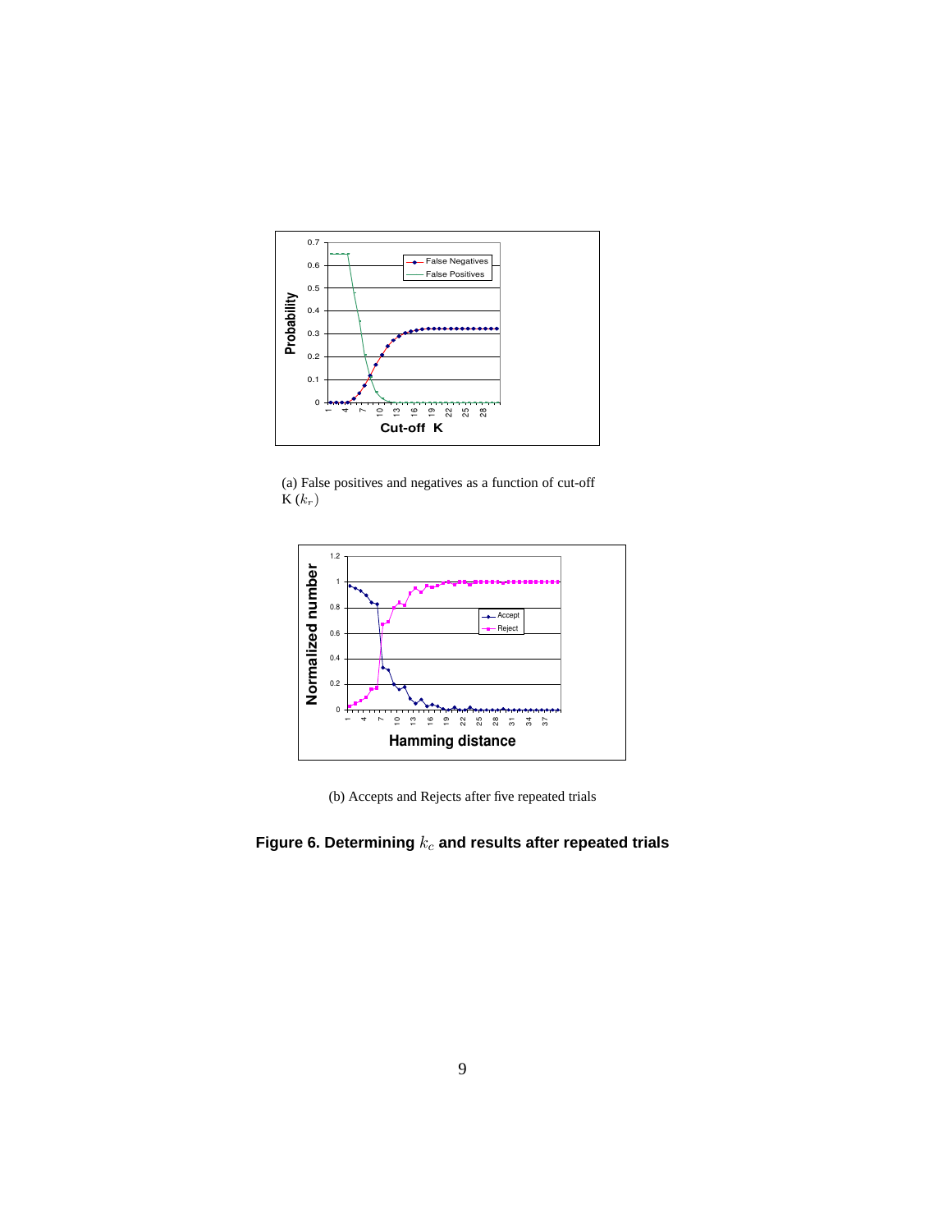(a) False positives and negatives as a function of cut-off K ($k_r$)

(b) Accepts and Rejects after five repeated trials

**Figure 6. Determining $k_c$ and results after repeated trials**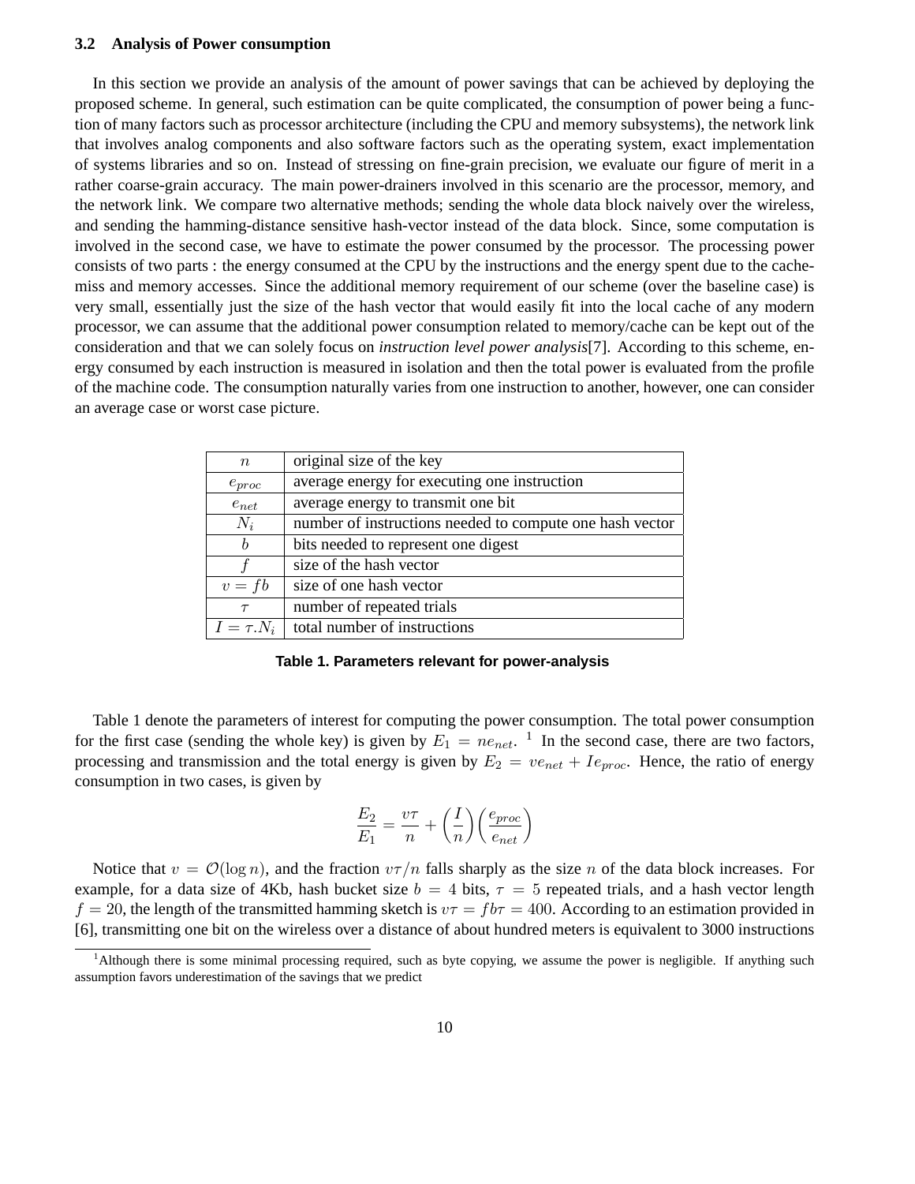### 3.2 Analysis of Power consumption

In this section we provide an analysis of the amount of power savings that can be achieved by deploying the proposed scheme. In general, such estimation can be quite complicated, the consumption of power being a function of many factors such as processor architecture (including the CPU and memory subsystems), the network link that involves analog components and also software factors such as the operating system, exact implementation of systems libraries and so on. Instead of stressing on fine-grain precision, we evaluate our figure of merit in a rather coarse-grain accuracy. The main power-drainers involved in this scenario are the processor, memory, and the network link. We compare two alternative methods; sending the whole data block naively over the wireless, and sending the hamming-distance sensitive hash-vector instead of the data block. Since, some computation is involved in the second case, we have to estimate the power consumed by the processor. The processing power consists of two parts : the energy consumed at the CPU by the instructions and the energy spent due to the cache-miss and memory accesses. Since the additional memory requirement of our scheme (over the baseline case) is very small, essentially just the size of the hash vector that would easily fit into the local cache of any modern processor, we can assume that the additional power consumption related to memory/cache can be kept out of the consideration and that we can solely focus on *instruction level power analysis*[7]. According to this scheme, energy consumed by each instruction is measured in isolation and then the total power is evaluated from the profile of the machine code. The consumption naturally varies from one instruction to another, however, one can consider an average case or worst case picture.

| | |
|---|---|
| $n$ | original size of the key |
| $e_{proc}$ | average energy for executing one instruction |
| $e_{net}$ | average energy to transmit one bit |
| $N_i$ | number of instructions needed to compute one hash vector |
| $b$ | bits needed to represent one digest |
| $f$ | size of the hash vector |
| $v = fb$ | size of one hash vector |
| $\tau$ | number of repeated trials |
| $I = \tau.N_i$ | total number of instructions |

**Table 1. Parameters relevant for power-analysis**

Table 1 denote the parameters of interest for computing the power consumption. The total power consumption for the first case (sending the whole key) is given by $E_1 = ne_{net}$. [1] In the second case, there are two factors, processing and transmission and the total energy is given by $E_2 = ve_{net} + Ie_{proc}$. Hence, the ratio of energy consumption in two cases, is given by

$$\frac{E_2}{E_1} = \frac{v\tau}{n} + \left(\frac{I}{n}\right)\left(\frac{e_{proc}}{e_{net}}\right)$$

Notice that $v = \mathcal{O}(\log n)$, and the fraction $v\tau/n$ falls sharply as the size $n$ of the data block increases. For example, for a data size of 4Kb, hash bucket size $b = 4$ bits, $\tau = 5$ repeated trials, and a hash vector length $f = 20$, the length of the transmitted hamming sketch is $v\tau = fb\tau = 400$. According to an estimation provided in [6], transmitting one bit on the wireless over a distance of about hundred meters is equivalent to 3000 instructions

[1] Although there is some minimal processing required, such as byte copying, we assume the power is negligible. If anything such assumption favors underestimation of the savings that we predict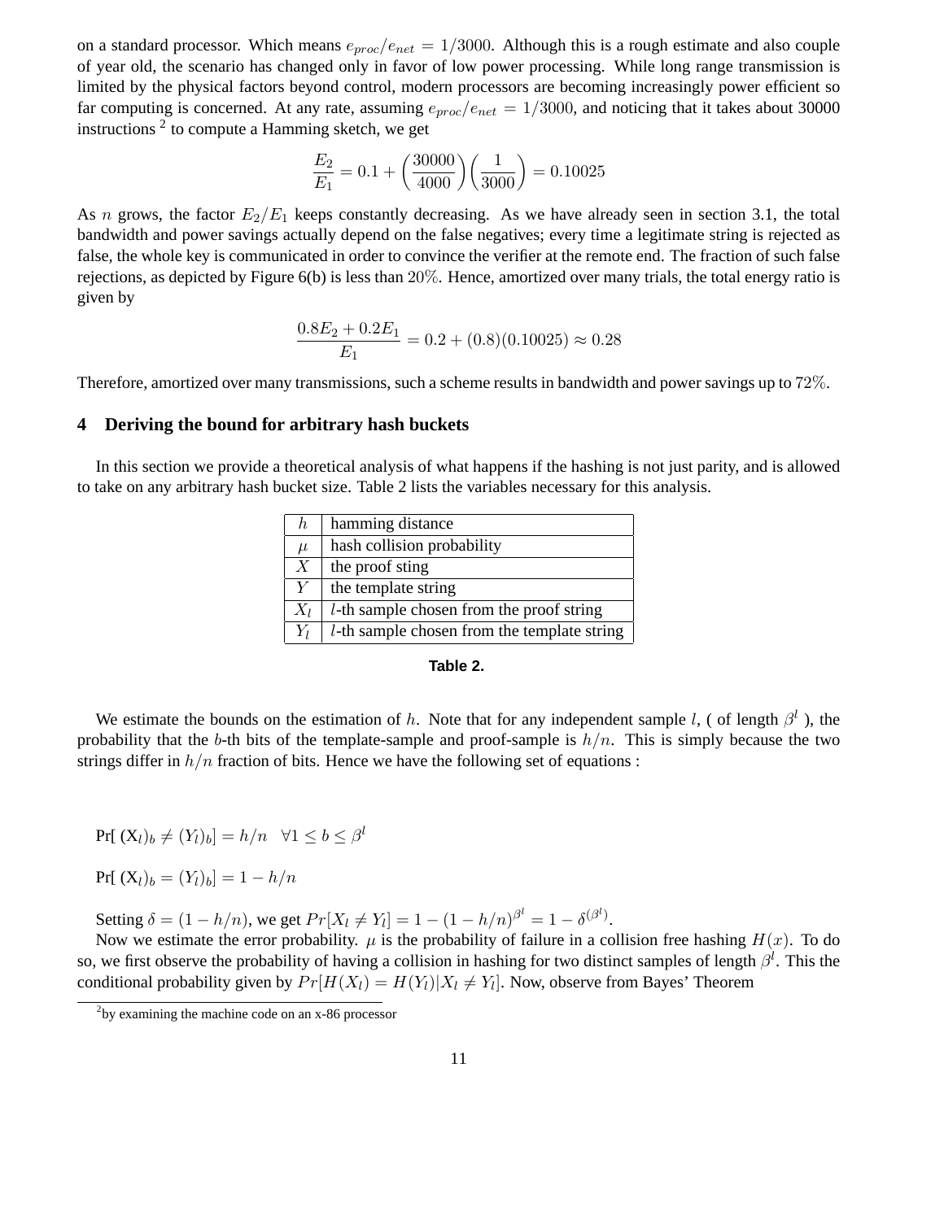on a standard processor. Which means $e_{proc}/e_{net} = 1/3000$. Although this is a rough estimate and also couple of year old, the scenario has changed only in favor of low power processing. While long range transmission is limited by the physical factors beyond control, modern processors are becoming increasingly power efficient so far computing is concerned. At any rate, assuming $e_{proc}/e_{net} = 1/3000$, and noticing that it takes about 30000 instructions [2] to compute a Hamming sketch, we get

$$\frac{E_2}{E_1} = 0.1 + \left(\frac{30000}{4000}\right)\left(\frac{1}{3000}\right) = 0.10025$$

As $n$ grows, the factor $E_2/E_1$ keeps constantly decreasing. As we have already seen in section 3.1, the total bandwidth and power savings actually depend on the false negatives; every time a legitimate string is rejected as false, the whole key is communicated in order to convince the verifier at the remote end. The fraction of such false rejections, as depicted by Figure 6(b) is less than 20%. Hence, amortized over many trials, the total energy ratio is given by

$$\frac{0.8E_2 + 0.2E_1}{E_1} = 0.2 + (0.8)(0.10025) \approx 0.28$$

Therefore, amortized over many transmissions, such a scheme results in bandwidth and power savings up to 72%.

## 4 Deriving the bound for arbitrary hash buckets

In this section we provide a theoretical analysis of what happens if the hashing is not just parity, and is allowed to take on any arbitrary hash bucket size. Table 2 lists the variables necessary for this analysis.

| | |
|---|---|
| $h$ | hamming distance |
| $\mu$ | hash collision probability |
| $X$ | the proof sting |
| $Y$ | the template string |
| $X_l$ | $l$-th sample chosen from the proof string |
| $Y_l$ | $l$-th sample chosen from the template string |

**Table 2.**

We estimate the bounds on the estimation of $h$. Note that for any independent sample $l$, ( of length $\beta^l$ ), the probability that the $b$-th bits of the template-sample and proof-sample is $h/n$. This is simply because the two strings differ in $h/n$ fraction of bits. Hence we have the following set of equations :

Pr[ $(X_l)_b \neq (Y_l)_b] = h/n \quad \forall 1 \leq b \leq \beta^l$

Pr[ $(X_l)_b = (Y_l)_b] = 1 - h/n$

Setting $\delta = (1 - h/n)$, we get $Pr[X_l \neq Y_l] = 1 - (1 - h/n)^{\beta^l} = 1 - \delta^{(\beta^l)}$.

Now we estimate the error probability. $\mu$ is the probability of failure in a collision free hashing $H(x)$. To do so, we first observe the probability of having a collision in hashing for two distinct samples of length $\beta^l$. This the conditional probability given by $Pr[H(X_l) = H(Y_l)|X_l \neq Y_l]$. Now, observe from Bayes' Theorem

[2] by examining the machine code on an x-86 processor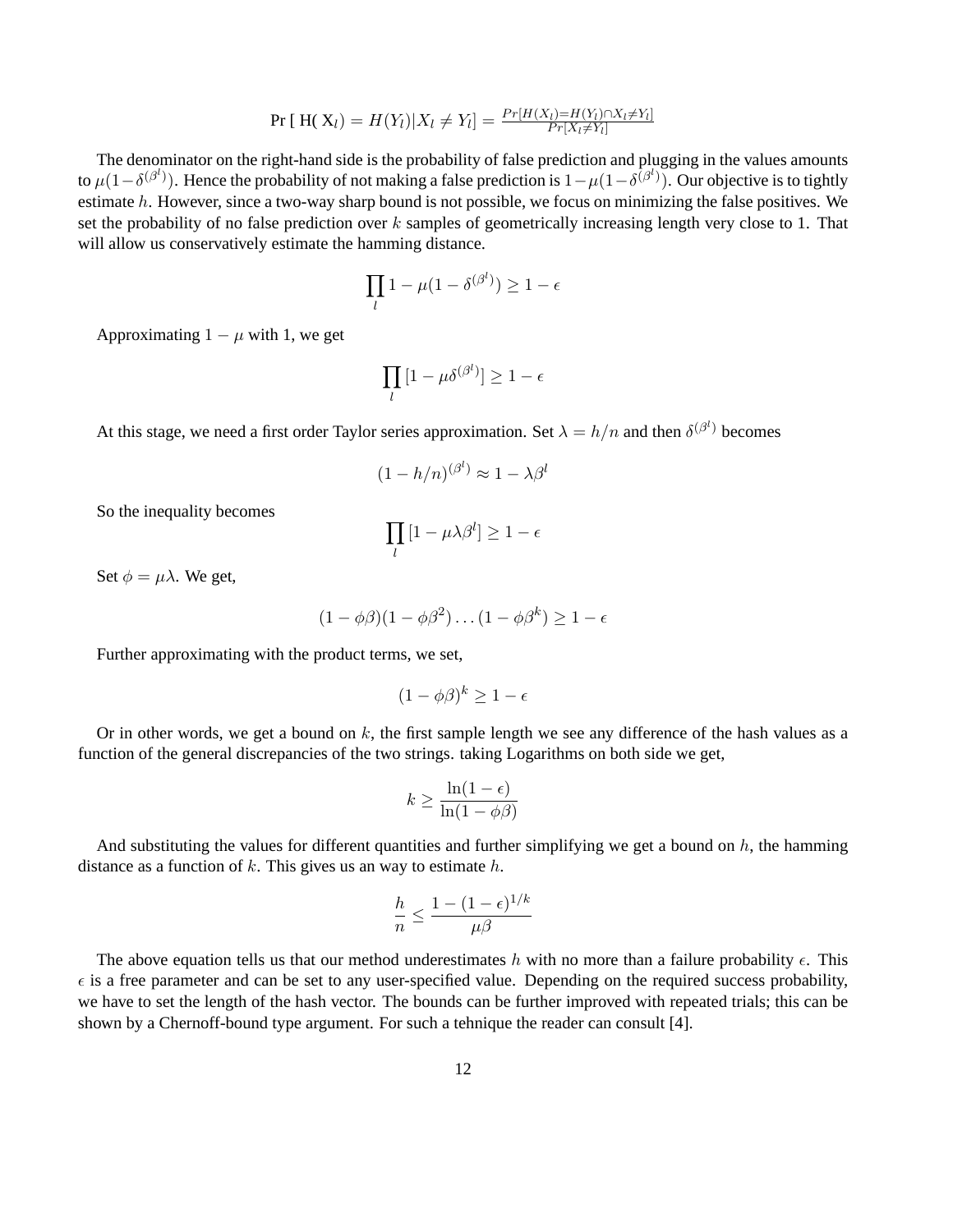$$\Pr[\,H(X_l) = H(Y_l) | X_l \neq Y_l] = \frac{Pr[H(X_l)=H(Y_l) \cap X_l \neq Y_l]}{Pr[X_l \neq Y_l]}$$

The denominator on the right-hand side is the probability of false prediction and plugging in the values amounts to $\mu(1-\delta^{(\beta^l)})$. Hence the probability of not making a false prediction is $1-\mu(1-\delta^{(\beta^l)})$. Our objective is to tightly estimate $h$. However, since a two-way sharp bound is not possible, we focus on minimizing the false positives. We set the probability of no false prediction over $k$ samples of geometrically increasing length very close to 1. That will allow us conservatively estimate the hamming distance.

$$\prod_l 1 - \mu(1 - \delta^{(\beta^l)}) \geq 1 - \epsilon$$

Approximating $1 - \mu$ with 1, we get

$$\prod_l [1 - \mu\delta^{(\beta^l)}] \geq 1 - \epsilon$$

At this stage, we need a first order Taylor series approximation. Set $\lambda = h/n$ and then $\delta^{(\beta^l)}$ becomes

$$(1 - h/n)^{(\beta^l)} \approx 1 - \lambda\beta^l$$

So the inequality becomes

$$\prod_l [1 - \mu\lambda\beta^l] \geq 1 - \epsilon$$

Set $\phi = \mu\lambda$. We get,

$$(1 - \phi\beta)(1 - \phi\beta^2)\ldots(1 - \phi\beta^k) \geq 1 - \epsilon$$

Further approximating with the product terms, we set,

$$(1 - \phi\beta)^k \geq 1 - \epsilon$$

Or in other words, we get a bound on $k$, the first sample length we see any difference of the hash values as a function of the general discrepancies of the two strings. taking Logarithms on both side we get,

$$k \geq \frac{\ln(1 - \epsilon)}{\ln(1 - \phi\beta)}$$

And substituting the values for different quantities and further simplifying we get a bound on $h$, the hamming distance as a function of $k$. This gives us an way to estimate $h$.

$$\frac{h}{n} \leq \frac{1 - (1 - \epsilon)^{1/k}}{\mu\beta}$$

The above equation tells us that our method underestimates $h$ with no more than a failure probability $\epsilon$. This $\epsilon$ is a free parameter and can be set to any user-specified value. Depending on the required success probability, we have to set the length of the hash vector. The bounds can be further improved with repeated trials; this can be shown by a Chernoff-bound type argument. For such a tehnique the reader can consult [4].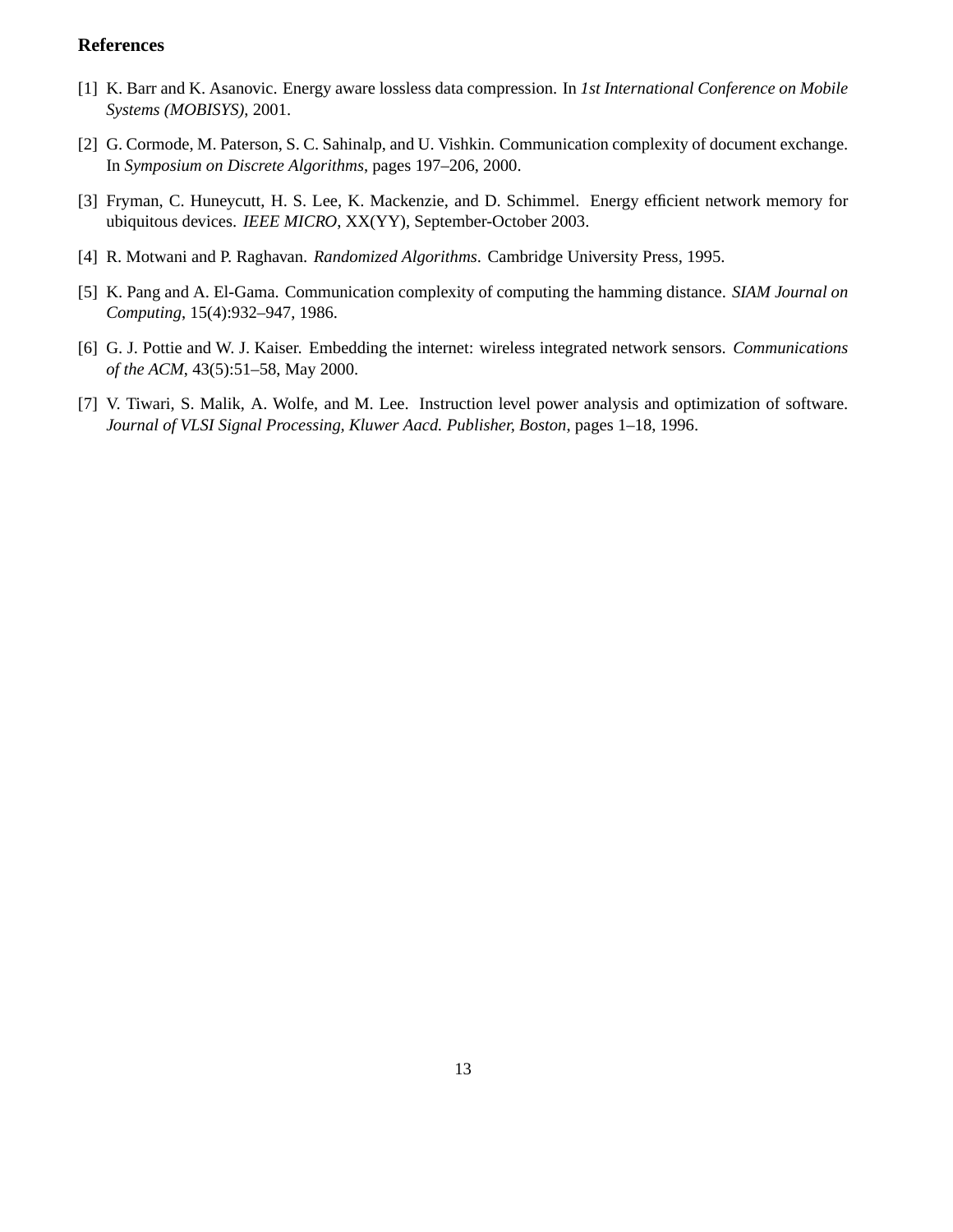## References

[1] K. Barr and K. Asanovic. Energy aware lossless data compression. In *1st International Conference on Mobile Systems (MOBISYS)*, 2001.

[2] G. Cormode, M. Paterson, S. C. Sahinalp, and U. Vishkin. Communication complexity of document exchange. In *Symposium on Discrete Algorithms*, pages 197–206, 2000.

[3] Fryman, C. Huneycutt, H. S. Lee, K. Mackenzie, and D. Schimmel. Energy efficient network memory for ubiquitous devices. *IEEE MICRO*, XX(YY), September-October 2003.

[4] R. Motwani and P. Raghavan. *Randomized Algorithms*. Cambridge University Press, 1995.

[5] K. Pang and A. El-Gama. Communication complexity of computing the hamming distance. *SIAM Journal on Computing*, 15(4):932–947, 1986.

[6] G. J. Pottie and W. J. Kaiser. Embedding the internet: wireless integrated network sensors. *Communications of the ACM*, 43(5):51–58, May 2000.

[7] V. Tiwari, S. Malik, A. Wolfe, and M. Lee. Instruction level power analysis and optimization of software. *Journal of VLSI Signal Processing, Kluwer Aacd. Publisher, Boston*, pages 1–18, 1996.